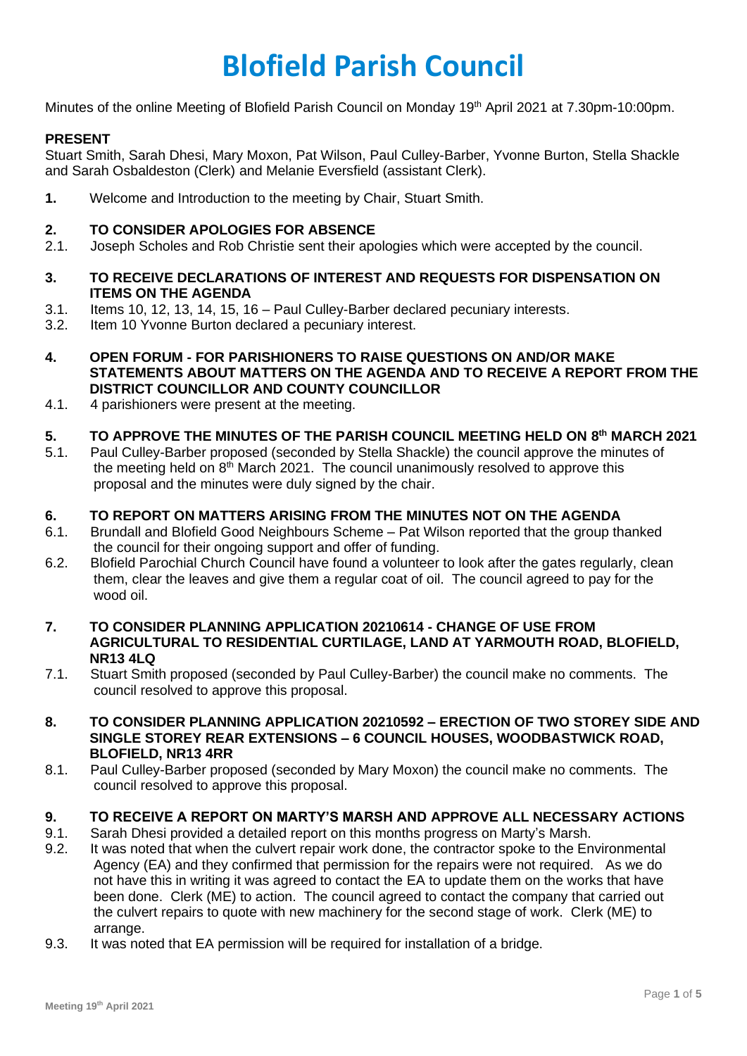# Blofield Parish Council

Minutes of the online Meeting of Blofield Parish Council on Monday 19th April 2021 at 7.30pm-10:00pm.

**PRESENT**

Stuart Smith, Sarah Dhesi, Mary Moxon, Pat Wilson, Paul Culley-Barber, Yvonne Burton, Stella Shackle and Sarah Osbaldeston (Clerk) and Melanie Eversfield (assistant Clerk).

**1.** Welcome and Introduction to the meeting by Chair, Stuart Smith.

**2. TO CONSIDER APOLOGIES FOR ABSENCE**

2.1. Joseph Scholes and Rob Christie sent their apologies which were accepted by the council.

**3. TO RECEIVE DECLARATIONS OF INTEREST AND REQUESTS FOR DISPENSATION ON ITEMS ON THE AGENDA**

3.1. Items 10, 12, 13, 14, 15, 16 – Paul Culley-Barber declared pecuniary interests.

3.2. Item 10 Yvonne Burton declared a pecuniary interest.

**4. OPEN FORUM - FOR PARISHIONERS TO RAISE QUESTIONS ON AND/OR MAKE STATEMENTS ABOUT MATTERS ON THE AGENDA AND TO RECEIVE A REPORT FROM THE DISTRICT COUNCILLOR AND COUNTY COUNCILLOR**

4.1. 4 parishioners were present at the meeting.

**5. TO APPROVE THE MINUTES OF THE PARISH COUNCIL MEETING HELD ON 8th MARCH 2021**

5.1. Paul Culley-Barber proposed (seconded by Stella Shackle) the council approve the minutes of the meeting held on 8th March 2021. The council unanimously resolved to approve this proposal and the minutes were duly signed by the chair.

**6. TO REPORT ON MATTERS ARISING FROM THE MINUTES NOT ON THE AGENDA**

6.1. Brundall and Blofield Good Neighbours Scheme – Pat Wilson reported that the group thanked the council for their ongoing support and offer of funding.

6.2. Blofield Parochial Church Council have found a volunteer to look after the gates regularly, clean them, clear the leaves and give them a regular coat of oil. The council agreed to pay for the wood oil.

**7. TO CONSIDER PLANNING APPLICATION 20210614 - CHANGE OF USE FROM AGRICULTURAL TO RESIDENTIAL CURTILAGE, LAND AT YARMOUTH ROAD, BLOFIELD, NR13 4LQ**

7.1. Stuart Smith proposed (seconded by Paul Culley-Barber) the council make no comments. The council resolved to approve this proposal.

**8. TO CONSIDER PLANNING APPLICATION 20210592 – ERECTION OF TWO STOREY SIDE AND SINGLE STOREY REAR EXTENSIONS – 6 COUNCIL HOUSES, WOODBASTWICK ROAD, BLOFIELD, NR13 4RR**

8.1. Paul Culley-Barber proposed (seconded by Mary Moxon) the council make no comments. The council resolved to approve this proposal.

**9. TO RECEIVE A REPORT ON MARTY'S MARSH AND APPROVE ALL NECESSARY ACTIONS**

9.1. Sarah Dhesi provided a detailed report on this months progress on Marty's Marsh.

9.2. It was noted that when the culvert repair work done, the contractor spoke to the Environmental Agency (EA) and they confirmed that permission for the repairs were not required. As we do not have this in writing it was agreed to contact the EA to update them on the works that have been done. Clerk (ME) to action. The council agreed to contact the company that carried out the culvert repairs to quote with new machinery for the second stage of work. Clerk (ME) to arrange.

9.3. It was noted that EA permission will be required for installation of a bridge.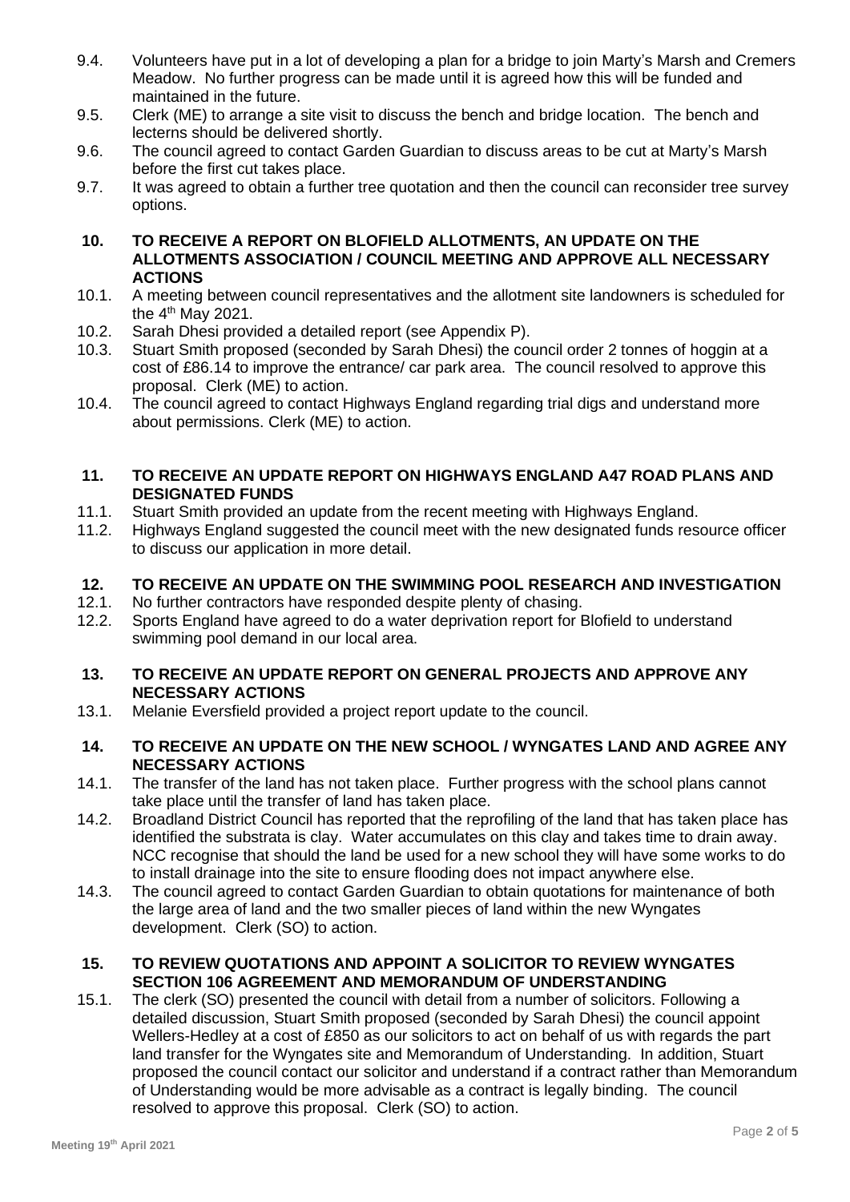9.4. Volunteers have put in a lot of developing a plan for a bridge to join Marty's Marsh and Cremers Meadow. No further progress can be made until it is agreed how this will be funded and maintained in the future.

9.5. Clerk (ME) to arrange a site visit to discuss the bench and bridge location. The bench and lecterns should be delivered shortly.

9.6. The council agreed to contact Garden Guardian to discuss areas to be cut at Marty's Marsh before the first cut takes place.

9.7. It was agreed to obtain a further tree quotation and then the council can reconsider tree survey options.

## 10. TO RECEIVE A REPORT ON BLOFIELD ALLOTMENTS, AN UPDATE ON THE ALLOTMENTS ASSOCIATION / COUNCIL MEETING AND APPROVE ALL NECESSARY ACTIONS

10.1. A meeting between council representatives and the allotment site landowners is scheduled for the 4th May 2021.

10.2. Sarah Dhesi provided a detailed report (see Appendix P).

10.3. Stuart Smith proposed (seconded by Sarah Dhesi) the council order 2 tonnes of hoggin at a cost of £86.14 to improve the entrance/ car park area. The council resolved to approve this proposal. Clerk (ME) to action.

10.4. The council agreed to contact Highways England regarding trial digs and understand more about permissions. Clerk (ME) to action.

## 11. TO RECEIVE AN UPDATE REPORT ON HIGHWAYS ENGLAND A47 ROAD PLANS AND DESIGNATED FUNDS

11.1. Stuart Smith provided an update from the recent meeting with Highways England.

11.2. Highways England suggested the council meet with the new designated funds resource officer to discuss our application in more detail.

## 12. TO RECEIVE AN UPDATE ON THE SWIMMING POOL RESEARCH AND INVESTIGATION

12.1. No further contractors have responded despite plenty of chasing.

12.2. Sports England have agreed to do a water deprivation report for Blofield to understand swimming pool demand in our local area.

## 13. TO RECEIVE AN UPDATE REPORT ON GENERAL PROJECTS AND APPROVE ANY NECESSARY ACTIONS

13.1. Melanie Eversfield provided a project report update to the council.

## 14. TO RECEIVE AN UPDATE ON THE NEW SCHOOL / WYNGATES LAND AND AGREE ANY NECESSARY ACTIONS

14.1. The transfer of the land has not taken place. Further progress with the school plans cannot take place until the transfer of land has taken place.

14.2. Broadland District Council has reported that the reprofiling of the land that has taken place has identified the substrata is clay. Water accumulates on this clay and takes time to drain away. NCC recognise that should the land be used for a new school they will have some works to do to install drainage into the site to ensure flooding does not impact anywhere else.

14.3. The council agreed to contact Garden Guardian to obtain quotations for maintenance of both the large area of land and the two smaller pieces of land within the new Wyngates development. Clerk (SO) to action.

## 15. TO REVIEW QUOTATIONS AND APPOINT A SOLICITOR TO REVIEW WYNGATES SECTION 106 AGREEMENT AND MEMORANDUM OF UNDERSTANDING

15.1. The clerk (SO) presented the council with detail from a number of solicitors. Following a detailed discussion, Stuart Smith proposed (seconded by Sarah Dhesi) the council appoint Wellers-Hedley at a cost of £850 as our solicitors to act on behalf of us with regards the part land transfer for the Wyngates site and Memorandum of Understanding. In addition, Stuart proposed the council contact our solicitor and understand if a contract rather than Memorandum of Understanding would be more advisable as a contract is legally binding. The council resolved to approve this proposal. Clerk (SO) to action.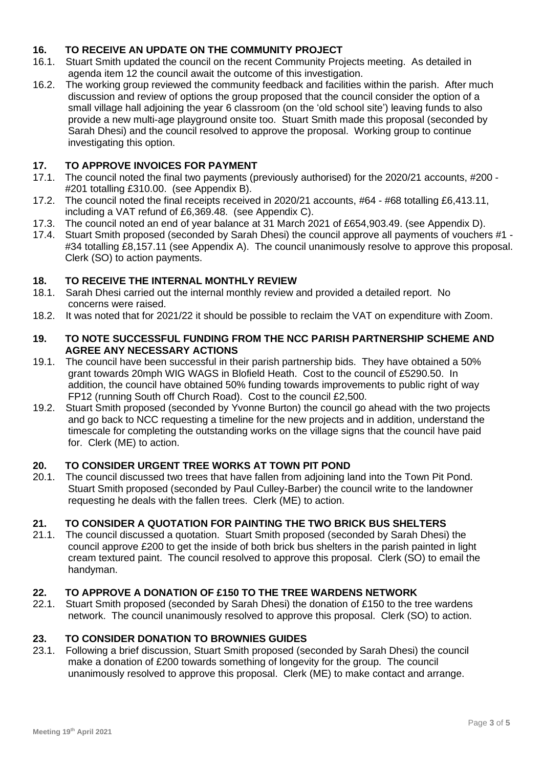## 16. TO RECEIVE AN UPDATE ON THE COMMUNITY PROJECT

16.1. Stuart Smith updated the council on the recent Community Projects meeting. As detailed in agenda item 12 the council await the outcome of this investigation.

16.2. The working group reviewed the community feedback and facilities within the parish. After much discussion and review of options the group proposed that the council consider the option of a small village hall adjoining the year 6 classroom (on the 'old school site') leaving funds to also provide a new multi-age playground onsite too. Stuart Smith made this proposal (seconded by Sarah Dhesi) and the council resolved to approve the proposal. Working group to continue investigating this option.

## 17. TO APPROVE INVOICES FOR PAYMENT

17.1. The council noted the final two payments (previously authorised) for the 2020/21 accounts, #200 - #201 totalling £310.00. (see Appendix B).

17.2. The council noted the final receipts received in 2020/21 accounts, #64 - #68 totalling £6,413.11, including a VAT refund of £6,369.48. (see Appendix C).

17.3. The council noted an end of year balance at 31 March 2021 of £654,903.49. (see Appendix D).

17.4. Stuart Smith proposed (seconded by Sarah Dhesi) the council approve all payments of vouchers #1 - #34 totalling £8,157.11 (see Appendix A). The council unanimously resolve to approve this proposal. Clerk (SO) to action payments.

## 18. TO RECEIVE THE INTERNAL MONTHLY REVIEW

18.1. Sarah Dhesi carried out the internal monthly review and provided a detailed report. No concerns were raised.

18.2. It was noted that for 2021/22 it should be possible to reclaim the VAT on expenditure with Zoom.

## 19. TO NOTE SUCCESSFUL FUNDING FROM THE NCC PARISH PARTNERSHIP SCHEME AND AGREE ANY NECESSARY ACTIONS

19.1. The council have been successful in their parish partnership bids. They have obtained a 50% grant towards 20mph WIG WAGS in Blofield Heath. Cost to the council of £5290.50. In addition, the council have obtained 50% funding towards improvements to public right of way FP12 (running South off Church Road). Cost to the council £2,500.

19.2. Stuart Smith proposed (seconded by Yvonne Burton) the council go ahead with the two projects and go back to NCC requesting a timeline for the new projects and in addition, understand the timescale for completing the outstanding works on the village signs that the council have paid for. Clerk (ME) to action.

## 20. TO CONSIDER URGENT TREE WORKS AT TOWN PIT POND

20.1. The council discussed two trees that have fallen from adjoining land into the Town Pit Pond. Stuart Smith proposed (seconded by Paul Culley-Barber) the council write to the landowner requesting he deals with the fallen trees. Clerk (ME) to action.

## 21. TO CONSIDER A QUOTATION FOR PAINTING THE TWO BRICK BUS SHELTERS

21.1. The council discussed a quotation. Stuart Smith proposed (seconded by Sarah Dhesi) the council approve £200 to get the inside of both brick bus shelters in the parish painted in light cream textured paint. The council resolved to approve this proposal. Clerk (SO) to email the handyman.

## 22. TO APPROVE A DONATION OF £150 TO THE TREE WARDENS NETWORK

22.1. Stuart Smith proposed (seconded by Sarah Dhesi) the donation of £150 to the tree wardens network. The council unanimously resolved to approve this proposal. Clerk (SO) to action.

## 23. TO CONSIDER DONATION TO BROWNIES GUIDES

23.1. Following a brief discussion, Stuart Smith proposed (seconded by Sarah Dhesi) the council make a donation of £200 towards something of longevity for the group. The council unanimously resolved to approve this proposal. Clerk (ME) to make contact and arrange.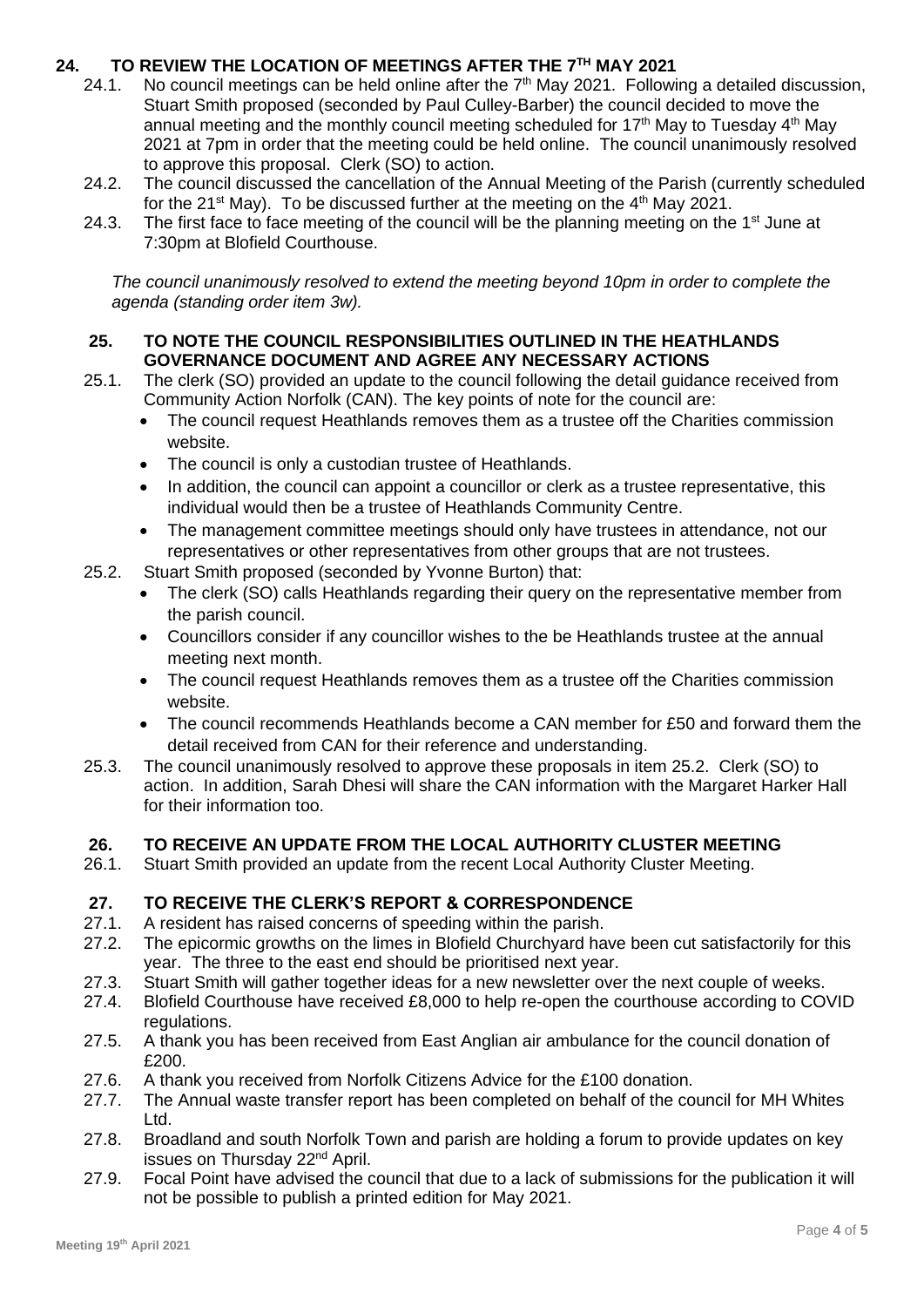## 24. TO REVIEW THE LOCATION OF MEETINGS AFTER THE 7TH MAY 2021

24.1. No council meetings can be held online after the 7th May 2021. Following a detailed discussion, Stuart Smith proposed (seconded by Paul Culley-Barber) the council decided to move the annual meeting and the monthly council meeting scheduled for 17th May to Tuesday 4th May 2021 at 7pm in order that the meeting could be held online. The council unanimously resolved to approve this proposal. Clerk (SO) to action.

24.2. The council discussed the cancellation of the Annual Meeting of the Parish (currently scheduled for the 21st May). To be discussed further at the meeting on the 4th May 2021.

24.3. The first face to face meeting of the council will be the planning meeting on the 1st June at 7:30pm at Blofield Courthouse.

*The council unanimously resolved to extend the meeting beyond 10pm in order to complete the agenda (standing order item 3w).*

## 25. TO NOTE THE COUNCIL RESPONSIBILITIES OUTLINED IN THE HEATHLANDS GOVERNANCE DOCUMENT AND AGREE ANY NECESSARY ACTIONS

25.1. The clerk (SO) provided an update to the council following the detail guidance received from Community Action Norfolk (CAN). The key points of note for the council are:

- The council request Heathlands removes them as a trustee off the Charities commission website.
- The council is only a custodian trustee of Heathlands.
- In addition, the council can appoint a councillor or clerk as a trustee representative, this individual would then be a trustee of Heathlands Community Centre.
- The management committee meetings should only have trustees in attendance, not our representatives or other representatives from other groups that are not trustees.

25.2. Stuart Smith proposed (seconded by Yvonne Burton) that:

- The clerk (SO) calls Heathlands regarding their query on the representative member from the parish council.
- Councillors consider if any councillor wishes to the be Heathlands trustee at the annual meeting next month.
- The council request Heathlands removes them as a trustee off the Charities commission website.
- The council recommends Heathlands become a CAN member for £50 and forward them the detail received from CAN for their reference and understanding.

25.3. The council unanimously resolved to approve these proposals in item 25.2. Clerk (SO) to action. In addition, Sarah Dhesi will share the CAN information with the Margaret Harker Hall for their information too.

## 26. TO RECEIVE AN UPDATE FROM THE LOCAL AUTHORITY CLUSTER MEETING

26.1. Stuart Smith provided an update from the recent Local Authority Cluster Meeting.

## 27. TO RECEIVE THE CLERK'S REPORT & CORRESPONDENCE

27.1. A resident has raised concerns of speeding within the parish.

27.2. The epicormic growths on the limes in Blofield Churchyard have been cut satisfactorily for this year. The three to the east end should be prioritised next year.

27.3. Stuart Smith will gather together ideas for a new newsletter over the next couple of weeks.

27.4. Blofield Courthouse have received £8,000 to help re-open the courthouse according to COVID regulations.

27.5. A thank you has been received from East Anglian air ambulance for the council donation of £200.

27.6. A thank you received from Norfolk Citizens Advice for the £100 donation.

27.7. The Annual waste transfer report has been completed on behalf of the council for MH Whites Ltd.

27.8. Broadland and south Norfolk Town and parish are holding a forum to provide updates on key issues on Thursday 22nd April.

27.9. Focal Point have advised the council that due to a lack of submissions for the publication it will not be possible to publish a printed edition for May 2021.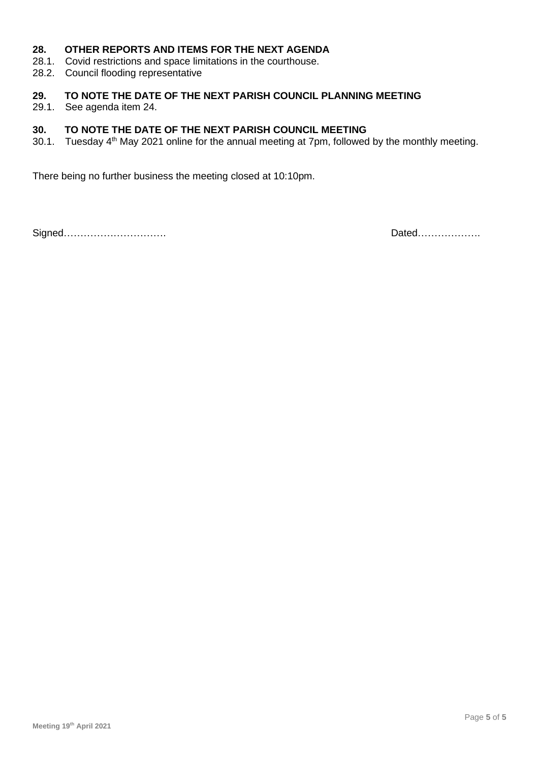## 28. OTHER REPORTS AND ITEMS FOR THE NEXT AGENDA

28.1. Covid restrictions and space limitations in the courthouse.

28.2. Council flooding representative

## 29. TO NOTE THE DATE OF THE NEXT PARISH COUNCIL PLANNING MEETING

29.1. See agenda item 24.

## 30. TO NOTE THE DATE OF THE NEXT PARISH COUNCIL MEETING

30.1. Tuesday 4th May 2021 online for the annual meeting at 7pm, followed by the monthly meeting.

There being no further business the meeting closed at 10:10pm.

Signed…………………………. Dated……………….